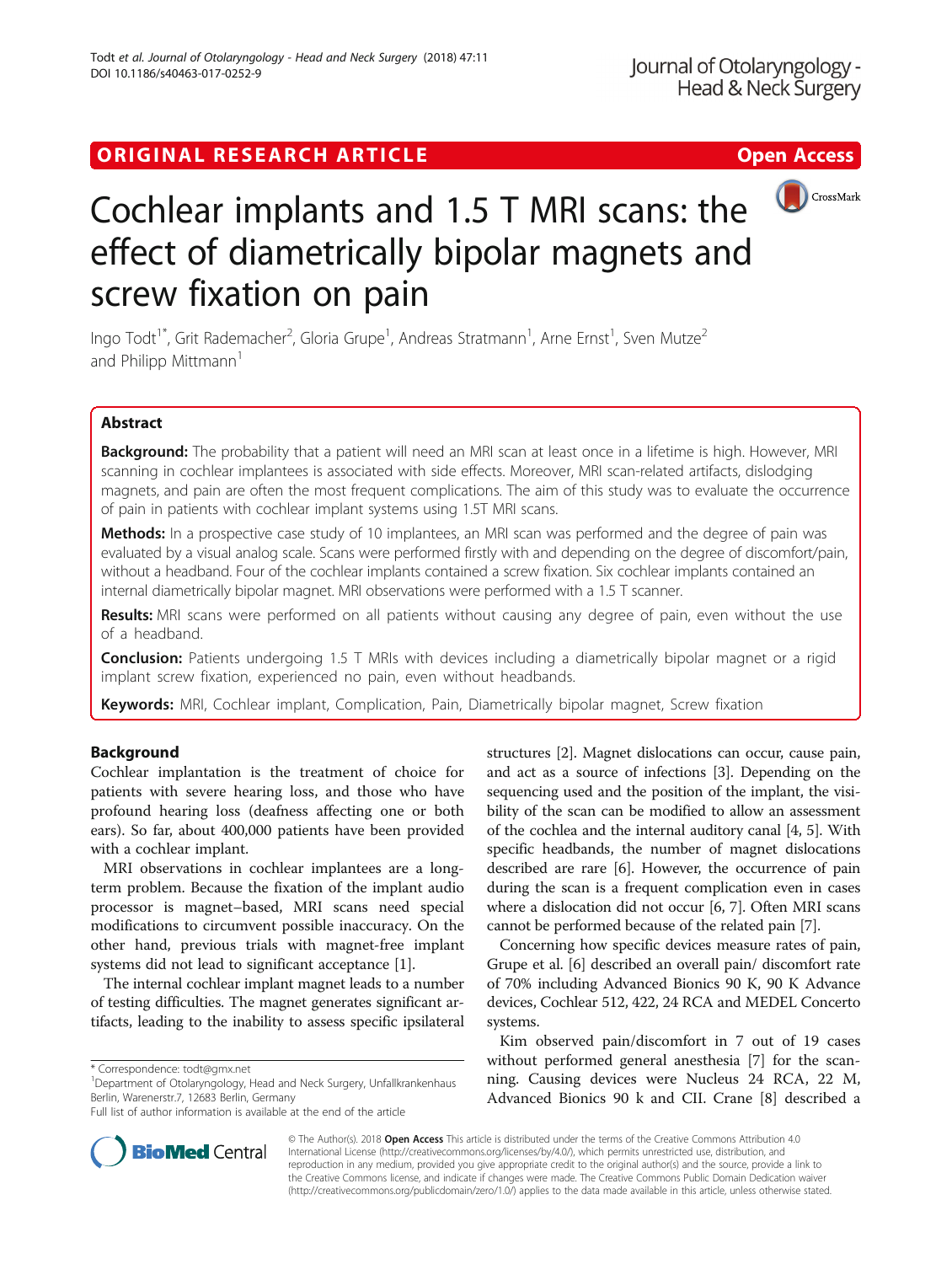ORIGINAL RESEARCH ARTICLE

Open Access

# Cochlear implants and 1.5 T MRI scans: the effect of diametrically bipolar magnets and screw fixation on pain

Ingo Todt[1*], Grit Rademacher[2], Gloria Grupe[1], Andreas Stratmann[1], Arne Ernst[1], Sven Mutze[2] and Philipp Mittmann[1]

## Abstract

**Background:** The probability that a patient will need an MRI scan at least once in a lifetime is high. However, MRI scanning in cochlear implantees is associated with side effects. Moreover, MRI scan-related artifacts, dislodging magnets, and pain are often the most frequent complications. The aim of this study was to evaluate the occurrence of pain in patients with cochlear implant systems using 1.5T MRI scans.

**Methods:** In a prospective case study of 10 implantees, an MRI scan was performed and the degree of pain was evaluated by a visual analog scale. Scans were performed firstly with and depending on the degree of discomfort/pain, without a headband. Four of the cochlear implants contained a screw fixation. Six cochlear implants contained an internal diametrically bipolar magnet. MRI observations were performed with a 1.5 T scanner.

**Results:** MRI scans were performed on all patients without causing any degree of pain, even without the use of a headband.

**Conclusion:** Patients undergoing 1.5 T MRIs with devices including a diametrically bipolar magnet or a rigid implant screw fixation, experienced no pain, even without headbands.

**Keywords:** MRI, Cochlear implant, Complication, Pain, Diametrically bipolar magnet, Screw fixation

## Background

Cochlear implantation is the treatment of choice for patients with severe hearing loss, and those who have profound hearing loss (deafness affecting one or both ears). So far, about 400,000 patients have been provided with a cochlear implant.

MRI observations in cochlear implantees are a long-term problem. Because the fixation of the implant audio processor is magnet–based, MRI scans need special modifications to circumvent possible inaccuracy. On the other hand, previous trials with magnet-free implant systems did not lead to significant acceptance [1].

The internal cochlear implant magnet leads to a number of testing difficulties. The magnet generates significant artifacts, leading to the inability to assess specific ipsilateral structures [2]. Magnet dislocations can occur, cause pain, and act as a source of infections [3]. Depending on the sequencing used and the position of the implant, the visibility of the scan can be modified to allow an assessment of the cochlea and the internal auditory canal [4, 5]. With specific headbands, the number of magnet dislocations described are rare [6]. However, the occurrence of pain during the scan is a frequent complication even in cases where a dislocation did not occur [6, 7]. Often MRI scans cannot be performed because of the related pain [7].

Concerning how specific devices measure rates of pain, Grupe et al. [6] described an overall pain/ discomfort rate of 70% including Advanced Bionics 90 K, 90 K Advance devices, Cochlear 512, 422, 24 RCA and MEDEL Concerto systems.

Kim observed pain/discomfort in 7 out of 19 cases without performed general anesthesia [7] for the scanning. Causing devices were Nucleus 24 RCA, 22 M, Advanced Bionics 90 k and CII. Crane [8] described a

\* Correspondence: todt@gmx.net
[1]Department of Otolaryngology, Head and Neck Surgery, Unfallkrankenhaus Berlin, Warenerstr.7, 12683 Berlin, Germany
Full list of author information is available at the end of the article

© The Author(s). 2018 **Open Access** This article is distributed under the terms of the Creative Commons Attribution 4.0 International License (http://creativecommons.org/licenses/by/4.0/), which permits unrestricted use, distribution, and reproduction in any medium, provided you give appropriate credit to the original author(s) and the source, provide a link to the Creative Commons license, and indicate if changes were made. The Creative Commons Public Domain Dedication waiver (http://creativecommons.org/publicdomain/zero/1.0/) applies to the data made available in this article, unless otherwise stated.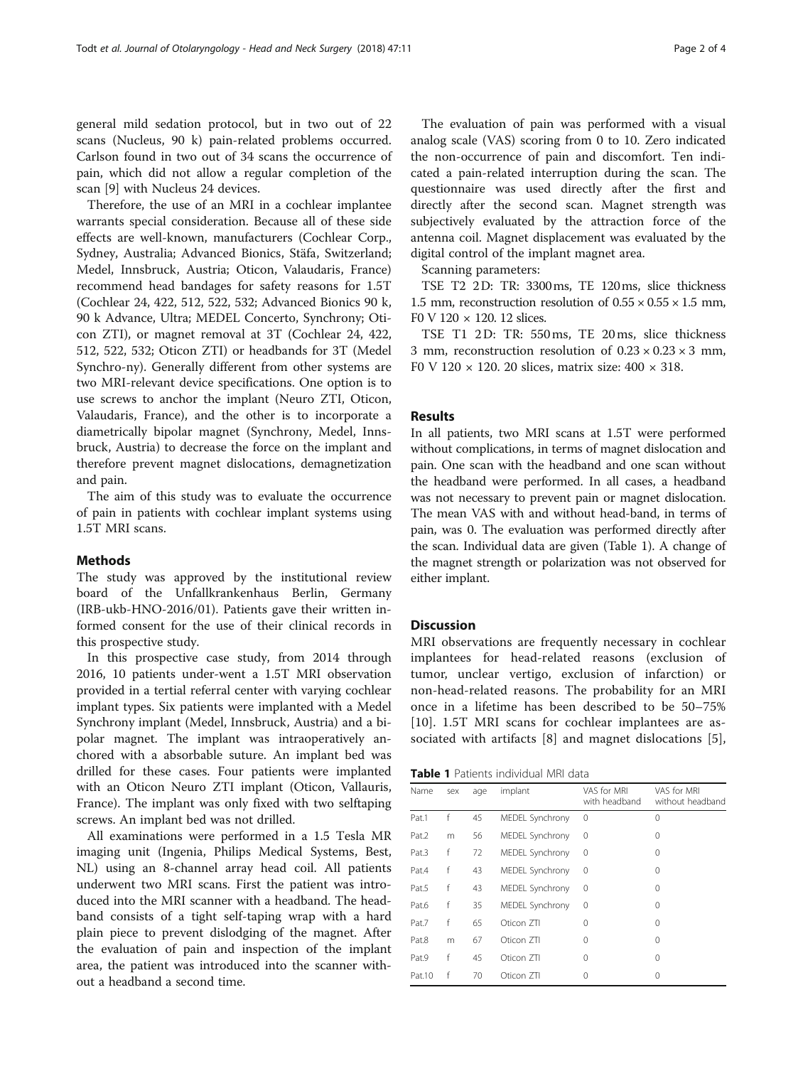general mild sedation protocol, but in two out of 22 scans (Nucleus, 90 k) pain-related problems occurred. Carlson found in two out of 34 scans the occurrence of pain, which did not allow a regular completion of the scan [9] with Nucleus 24 devices.

Therefore, the use of an MRI in a cochlear implantee warrants special consideration. Because all of these side effects are well-known, manufacturers (Cochlear Corp., Sydney, Australia; Advanced Bionics, Stäfa, Switzerland; Medel, Innsbruck, Austria; Oticon, Valaudaris, France) recommend head bandages for safety reasons for 1.5T (Cochlear 24, 422, 512, 522, 532; Advanced Bionics 90 k, 90 k Advance, Ultra; MEDEL Concerto, Synchrony; Oticon ZTI), or magnet removal at 3T (Cochlear 24, 422, 512, 522, 532; Oticon ZTI) or headbands for 3T (Medel Synchro-ny). Generally different from other systems are two MRI-relevant device specifications. One option is to use screws to anchor the implant (Neuro ZTI, Oticon, Valaudaris, France), and the other is to incorporate a diametrically bipolar magnet (Synchrony, Medel, Innsbruck, Austria) to decrease the force on the implant and therefore prevent magnet dislocations, demagnetization and pain.

The aim of this study was to evaluate the occurrence of pain in patients with cochlear implant systems using 1.5T MRI scans.

## Methods

The study was approved by the institutional review board of the Unfallkrankenhaus Berlin, Germany (IRB-ukb-HNO-2016/01). Patients gave their written informed consent for the use of their clinical records in this prospective study.

In this prospective case study, from 2014 through 2016, 10 patients under-went a 1.5T MRI observation provided in a tertial referral center with varying cochlear implant types. Six patients were implanted with a Medel Synchrony implant (Medel, Innsbruck, Austria) and a bipolar magnet. The implant was intraoperatively anchored with a absorbable suture. An implant bed was drilled for these cases. Four patients were implanted with an Oticon Neuro ZTI implant (Oticon, Vallauris, France). The implant was only fixed with two selftaping screws. An implant bed was not drilled.

All examinations were performed in a 1.5 Tesla MR imaging unit (Ingenia, Philips Medical Systems, Best, NL) using an 8-channel array head coil. All patients underwent two MRI scans. First the patient was introduced into the MRI scanner with a headband. The headband consists of a tight self-taping wrap with a hard plain piece to prevent dislodging of the magnet. After the evaluation of pain and inspection of the implant area, the patient was introduced into the scanner without a headband a second time.

The evaluation of pain was performed with a visual analog scale (VAS) scoring from 0 to 10. Zero indicated the non-occurrence of pain and discomfort. Ten indicated a pain-related interruption during the scan. The questionnaire was used directly after the first and directly after the second scan. Magnet strength was subjectively evaluated by the attraction force of the antenna coil. Magnet displacement was evaluated by the digital control of the implant magnet area.

Scanning parameters:

TSE T2 2D: TR: 3300 ms, TE 120 ms, slice thickness 1.5 mm, reconstruction resolution of $0.55 \times 0.55 \times 1.5$ mm, F0 V $120 \times 120$. 12 slices.

TSE T1 2D: TR: 550 ms, TE 20 ms, slice thickness 3 mm, reconstruction resolution of $0.23 \times 0.23 \times 3$ mm, F0 V $120 \times 120$. 20 slices, matrix size: $400 \times 318$.

## Results

In all patients, two MRI scans at 1.5T were performed without complications, in terms of magnet dislocation and pain. One scan with the headband and one scan without the headband were performed. In all cases, a headband was not necessary to prevent pain or magnet dislocation. The mean VAS with and without head-band, in terms of pain, was 0. The evaluation was performed directly after the scan. Individual data are given (Table 1). A change of the magnet strength or polarization was not observed for either implant.

## Discussion

MRI observations are frequently necessary in cochlear implantees for head-related reasons (exclusion of tumor, unclear vertigo, exclusion of infarction) or non-head-related reasons. The probability for an MRI once in a lifetime has been described to be 50–75% [10]. 1.5T MRI scans for cochlear implantees are associated with artifacts [8] and magnet dislocations [5],

**Table 1** Patients individual MRI data

| Name | sex | age | implant | VAS for MRI with headband | VAS for MRI without headband |
|---|---|---|---|---|---|
| Pat.1 | f | 45 | MEDEL Synchrony | 0 | 0 |
| Pat.2 | m | 56 | MEDEL Synchrony | 0 | 0 |
| Pat.3 | f | 72 | MEDEL Synchrony | 0 | 0 |
| Pat.4 | f | 43 | MEDEL Synchrony | 0 | 0 |
| Pat.5 | f | 43 | MEDEL Synchrony | 0 | 0 |
| Pat.6 | f | 35 | MEDEL Synchrony | 0 | 0 |
| Pat.7 | f | 65 | Oticon ZTI | 0 | 0 |
| Pat.8 | m | 67 | Oticon ZTI | 0 | 0 |
| Pat.9 | f | 45 | Oticon ZTI | 0 | 0 |
| Pat.10 | f | 70 | Oticon ZTI | 0 | 0 |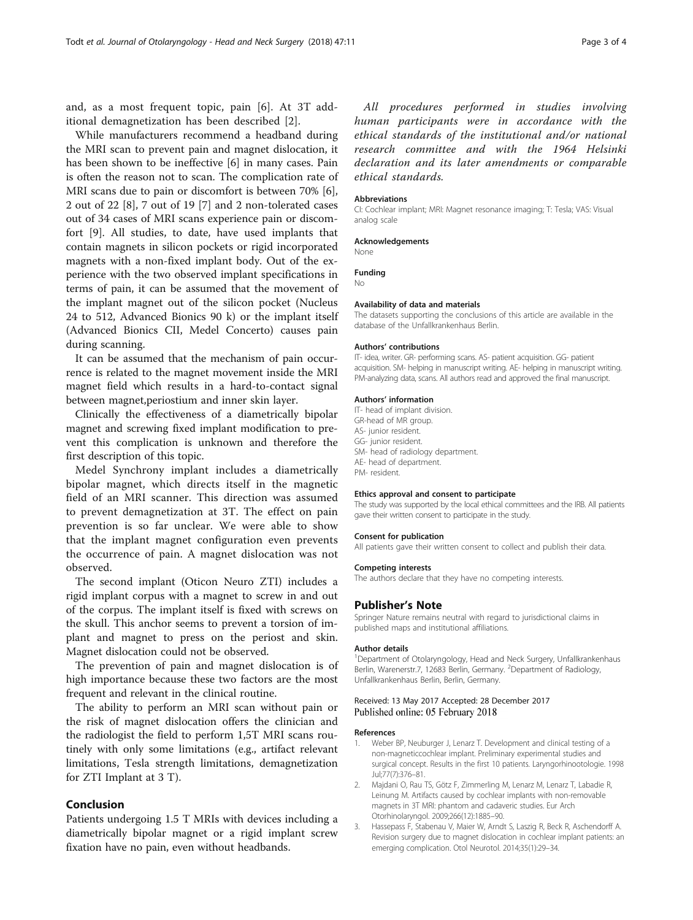and, as a most frequent topic, pain [6]. At 3T additional demagnetization has been described [2].

While manufacturers recommend a headband during the MRI scan to prevent pain and magnet dislocation, it has been shown to be ineffective [6] in many cases. Pain is often the reason not to scan. The complication rate of MRI scans due to pain or discomfort is between 70% [6], 2 out of 22 [8], 7 out of 19 [7] and 2 non-tolerated cases out of 34 cases of MRI scans experience pain or discomfort [9]. All studies, to date, have used implants that contain magnets in silicon pockets or rigid incorporated magnets with a non-fixed implant body. Out of the experience with the two observed implant specifications in terms of pain, it can be assumed that the movement of the implant magnet out of the silicon pocket (Nucleus 24 to 512, Advanced Bionics 90 k) or the implant itself (Advanced Bionics CII, Medel Concerto) causes pain during scanning.

It can be assumed that the mechanism of pain occurrence is related to the magnet movement inside the MRI magnet field which results in a hard-to-contact signal between magnet,periostium and inner skin layer.

Clinically the effectiveness of a diametrically bipolar magnet and screwing fixed implant modification to prevent this complication is unknown and therefore the first description of this topic.

Medel Synchrony implant includes a diametrically bipolar magnet, which directs itself in the magnetic field of an MRI scanner. This direction was assumed to prevent demagnetization at 3T. The effect on pain prevention is so far unclear. We were able to show that the implant magnet configuration even prevents the occurrence of pain. A magnet dislocation was not observed.

The second implant (Oticon Neuro ZTI) includes a rigid implant corpus with a magnet to screw in and out of the corpus. The implant itself is fixed with screws on the skull. This anchor seems to prevent a torsion of implant and magnet to press on the periost and skin. Magnet dislocation could not be observed.

The prevention of pain and magnet dislocation is of high importance because these two factors are the most frequent and relevant in the clinical routine.

The ability to perform an MRI scan without pain or the risk of magnet dislocation offers the clinician and the radiologist the field to perform 1,5T MRI scans routinely with only some limitations (e.g., artifact relevant limitations, Tesla strength limitations, demagnetization for ZTI Implant at 3 T).

## Conclusion

Patients undergoing 1.5 T MRIs with devices including a diametrically bipolar magnet or a rigid implant screw fixation have no pain, even without headbands.

*All procedures performed in studies involving human participants were in accordance with the ethical standards of the institutional and/or national research committee and with the 1964 Helsinki declaration and its later amendments or comparable ethical standards.*

#### Abbreviations

CI: Cochlear implant; MRI: Magnet resonance imaging; T: Tesla; VAS: Visual analog scale

#### Acknowledgements

None

#### Funding

No

#### Availability of data and materials

The datasets supporting the conclusions of this article are available in the database of the Unfallkrankenhaus Berlin.

#### Authors' contributions

IT- idea, writer. GR- performing scans. AS- patient acquisition. GG- patient acquisition. SM- helping in manuscript writing. AE- helping in manuscript writing. PM-analyzing data, scans. All authors read and approved the final manuscript.

#### Authors' information

IT- head of implant division.
GR-head of MR group.
AS- junior resident.
GG- junior resident.
SM- head of radiology department.
AE- head of department.
PM- resident.

#### Ethics approval and consent to participate

The study was supported by the local ethical committees and the IRB. All patients gave their written consent to participate in the study.

#### Consent for publication

All patients gave their written consent to collect and publish their data.

#### Competing interests

The authors declare that they have no competing interests.

## Publisher's Note

Springer Nature remains neutral with regard to jurisdictional claims in published maps and institutional affiliations.

#### Author details

[1]Department of Otolaryngology, Head and Neck Surgery, Unfallkrankenhaus Berlin, Warenerstr.7, 12683 Berlin, Germany. [2]Department of Radiology, Unfallkrankenhaus Berlin, Berlin, Germany.

Received: 13 May 2017 Accepted: 28 December 2017
Published online: 05 February 2018

#### References

1. Weber BP, Neuburger J, Lenarz T. Development and clinical testing of a non-magneticcochlear implant. Preliminary experimental studies and surgical concept. Results in the first 10 patients. Laryngorhinootologie. 1998 Jul;77(7):376–81.
2. Majdani O, Rau TS, Götz F, Zimmerling M, Lenarz M, Lenarz T, Labadie R, Leinung M. Artifacts caused by cochlear implants with non-removable magnets in 3T MRI: phantom and cadaveric studies. Eur Arch Otorhinolaryngol. 2009;266(12):1885–90.
3. Hassepass F, Stabenau V, Maier W, Arndt S, Laszig R, Beck R, Aschendorff A. Revision surgery due to magnet dislocation in cochlear implant patients: an emerging complication. Otol Neurotol. 2014;35(1):29–34.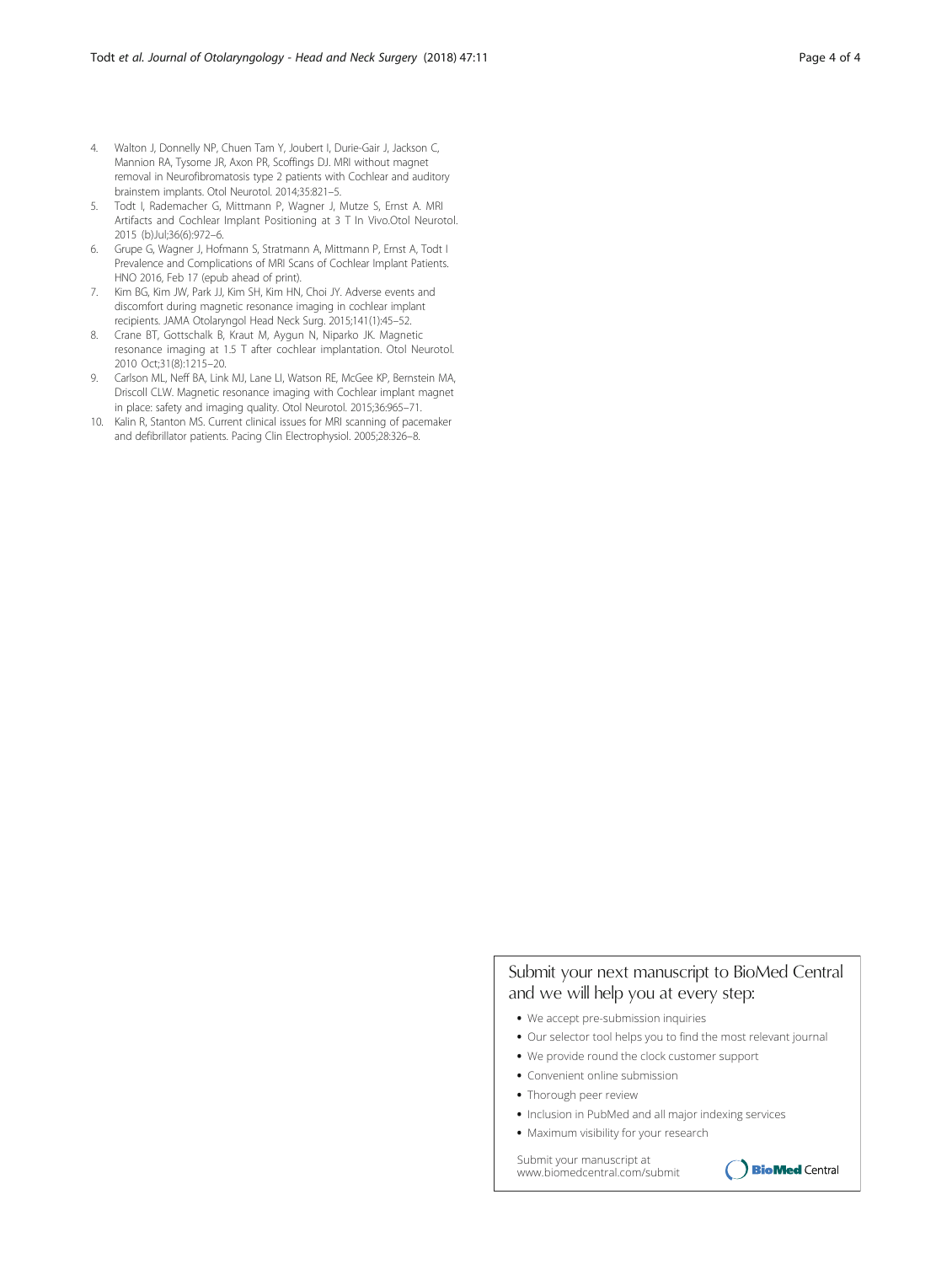4. Walton J, Donnelly NP, Chuen Tam Y, Joubert I, Durie-Gair J, Jackson C, Mannion RA, Tysome JR, Axon PR, Scoffings DJ. MRI without magnet removal in Neurofibromatosis type 2 patients with Cochlear and auditory brainstem implants. Otol Neurotol. 2014;35:821–5.
5. Todt I, Rademacher G, Mittmann P, Wagner J, Mutze S, Ernst A. MRI Artifacts and Cochlear Implant Positioning at 3 T In Vivo.Otol Neurotol. 2015 (b)Jul;36(6):972–6.
6. Grupe G, Wagner J, Hofmann S, Stratmann A, Mittmann P, Ernst A, Todt I Prevalence and Complications of MRI Scans of Cochlear Implant Patients. HNO 2016, Feb 17 (epub ahead of print).
7. Kim BG, Kim JW, Park JJ, Kim SH, Kim HN, Choi JY. Adverse events and discomfort during magnetic resonance imaging in cochlear implant recipients. JAMA Otolaryngol Head Neck Surg. 2015;141(1):45–52.
8. Crane BT, Gottschalk B, Kraut M, Aygun N, Niparko JK. Magnetic resonance imaging at 1.5 T after cochlear implantation. Otol Neurotol. 2010 Oct;31(8):1215–20.
9. Carlson ML, Neff BA, Link MJ, Lane LI, Watson RE, McGee KP, Bernstein MA, Driscoll CLW. Magnetic resonance imaging with Cochlear implant magnet in place: safety and imaging quality. Otol Neurotol. 2015;36:965–71.
10. Kalin R, Stanton MS. Current clinical issues for MRI scanning of pacemaker and defibrillator patients. Pacing Clin Electrophysiol. 2005;28:326–8.

Submit your next manuscript to BioMed Central and we will help you at every step:

- We accept pre-submission inquiries
- Our selector tool helps you to find the most relevant journal
- We provide round the clock customer support
- Convenient online submission
- Thorough peer review
- Inclusion in PubMed and all major indexing services
- Maximum visibility for your research

Submit your manuscript at
www.biomedcentral.com/submit

BioMed Central